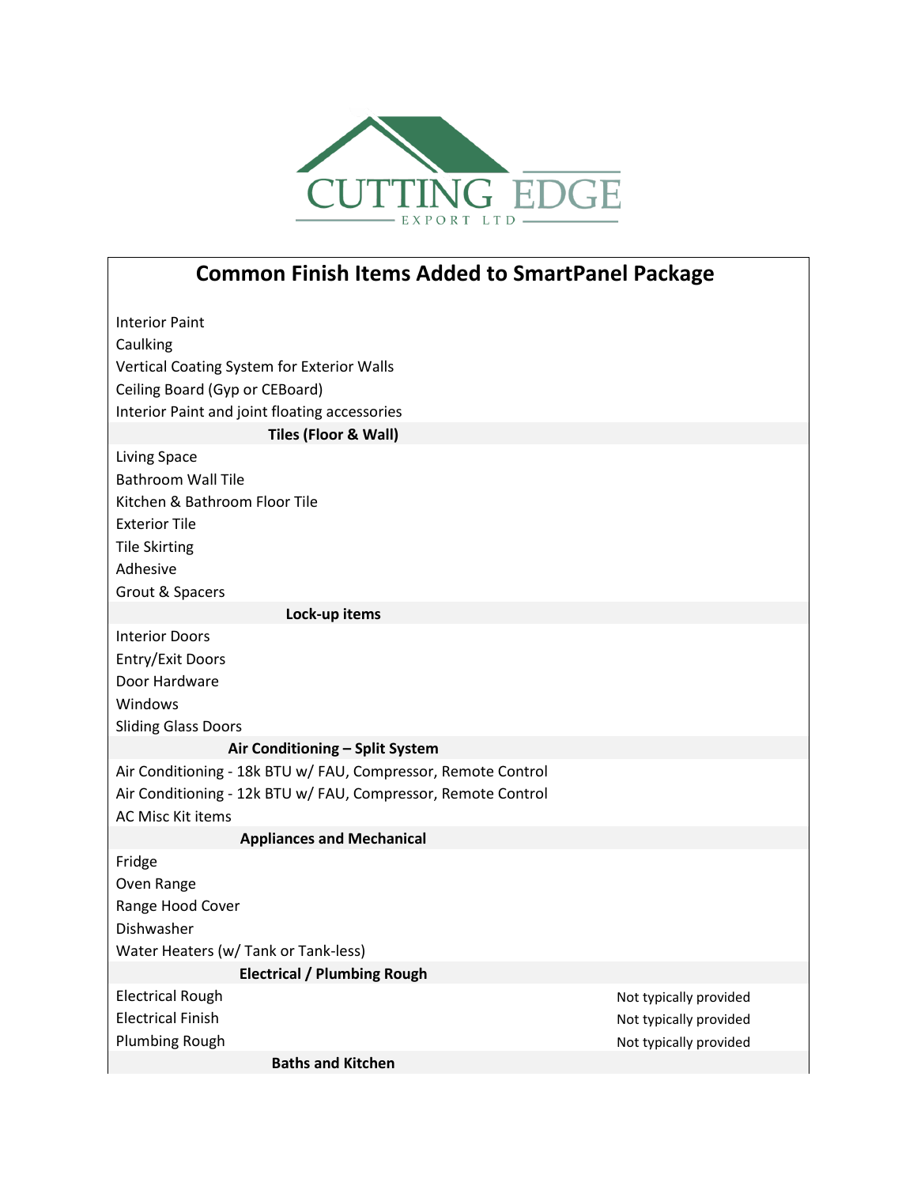CUTTING EDGE
EXPORT LTD

# Common Finish Items Added to SmartPanel Package

| Item | Note |
|---|---|
| Interior Paint | |
| Caulking | |
| Vertical Coating System for Exterior Walls | |
| Ceiling Board (Gyp or CEBoard) | |
| Interior Paint and joint floating accessories | |
| **Tiles (Floor & Wall)** | |
| Living Space | |
| Bathroom Wall Tile | |
| Kitchen & Bathroom Floor Tile | |
| Exterior Tile | |
| Tile Skirting | |
| Adhesive | |
| Grout & Spacers | |
| **Lock-up items** | |
| Interior Doors | |
| Entry/Exit Doors | |
| Door Hardware | |
| Windows | |
| Sliding Glass Doors | |
| **Air Conditioning – Split System** | |
| Air Conditioning - 18k BTU w/ FAU, Compressor, Remote Control | |
| Air Conditioning - 12k BTU w/ FAU, Compressor, Remote Control | |
| AC Misc Kit items | |
| **Appliances and Mechanical** | |
| Fridge | |
| Oven Range | |
| Range Hood Cover | |
| Dishwasher | |
| Water Heaters (w/ Tank or Tank-less) | |
| **Electrical / Plumbing Rough** | |
| Electrical Rough | Not typically provided |
| Electrical Finish | Not typically provided |
| Plumbing Rough | Not typically provided |
| **Baths and Kitchen** | |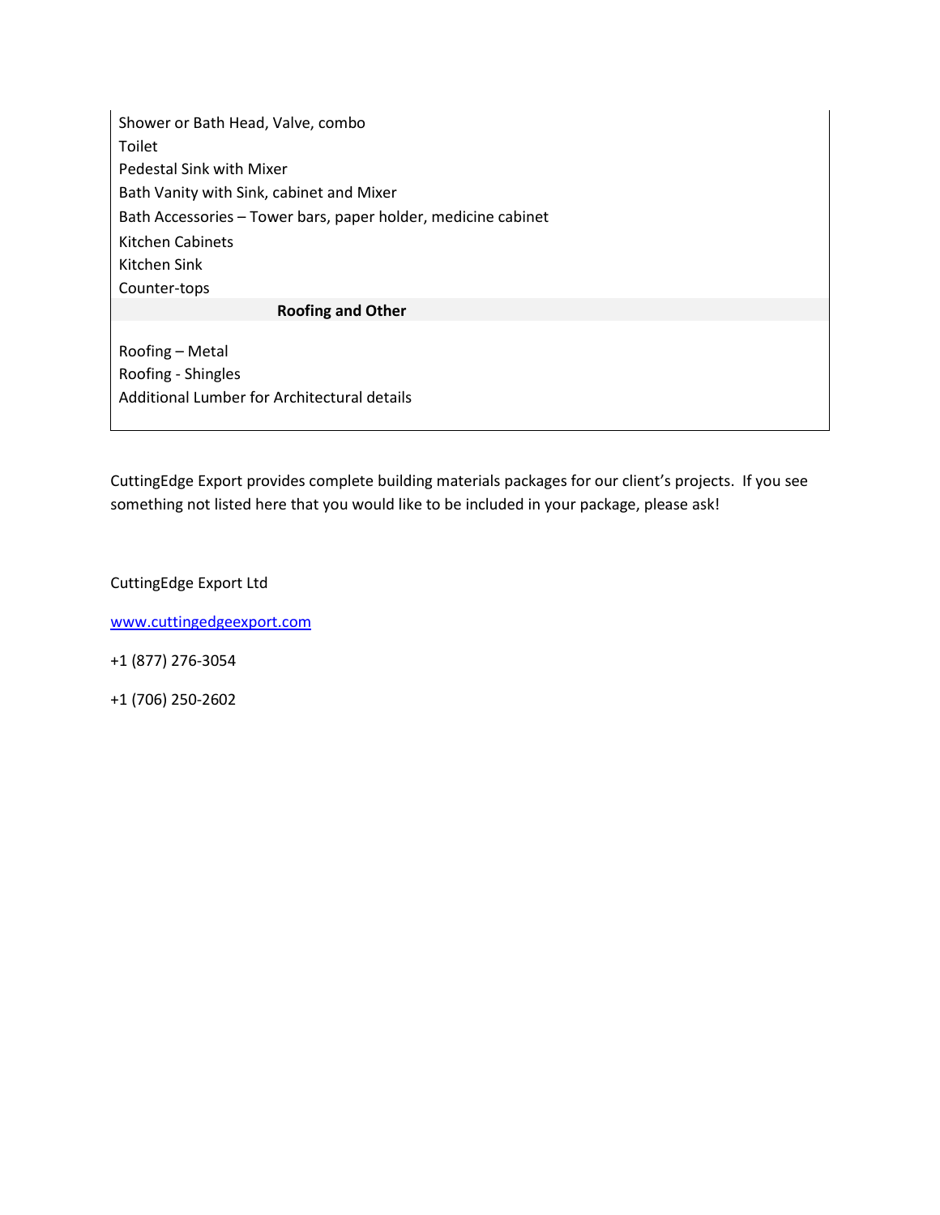| |
|---|
| Shower or Bath Head, Valve, combo |
| Toilet |
| Pedestal Sink with Mixer |
| Bath Vanity with Sink, cabinet and Mixer |
| Bath Accessories – Tower bars, paper holder, medicine cabinet |
| Kitchen Cabinets |
| Kitchen Sink |
| Counter-tops |
| **Roofing and Other** |
| Roofing – Metal |
| Roofing - Shingles |
| Additional Lumber for Architectural details |

CuttingEdge Export provides complete building materials packages for our client's projects. If you see something not listed here that you would like to be included in your package, please ask!

CuttingEdge Export Ltd

www.cuttingedgeexport.com

+1 (877) 276-3054

+1 (706) 250-2602